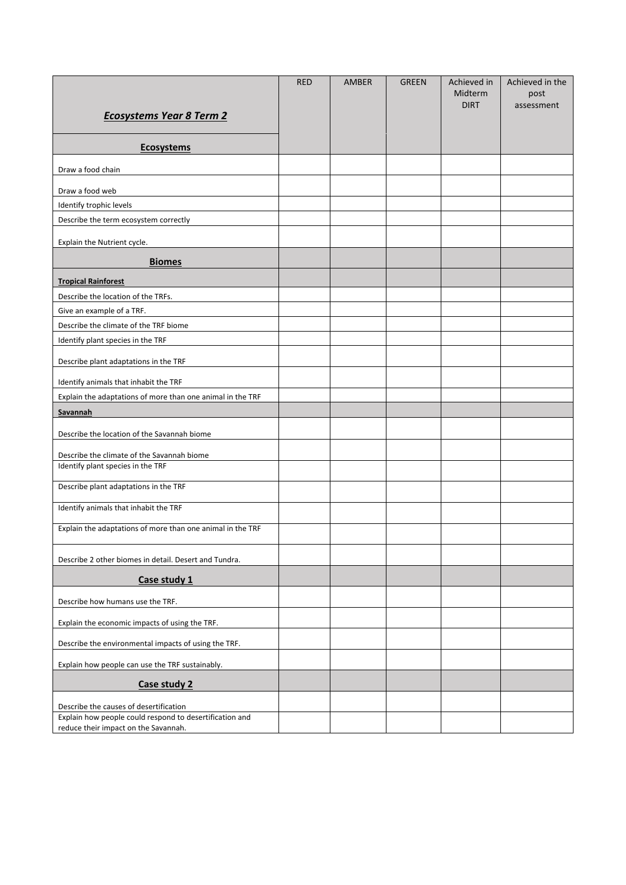| *Ecosystems Year 8 Term 2* | RED | AMBER | GREEN | Achieved in Midterm DIRT | Achieved in the post assessment |
|---|---|---|---|---|---|
| **Ecosystems** | | | | | |
| Draw a food chain | | | | | |
| Draw a food web | | | | | |
| Identify trophic levels | | | | | |
| Describe the term ecosystem correctly | | | | | |
| Explain the Nutrient cycle. | | | | | |
| **Biomes** | | | | | |
| **Tropical Rainforest** | | | | | |
| Describe the location of the TRFs. | | | | | |
| Give an example of a TRF. | | | | | |
| Describe the climate of the TRF biome | | | | | |
| Identify plant species in the TRF | | | | | |
| Describe plant adaptations in the TRF | | | | | |
| Identify animals that inhabit the TRF | | | | | |
| Explain the adaptations of more than one animal in the TRF | | | | | |
| **Savannah** | | | | | |
| Describe the location of the Savannah biome | | | | | |
| Describe the climate of the Savannah biome | | | | | |
| Identify plant species in the TRF | | | | | |
| Describe plant adaptations in the TRF | | | | | |
| Identify animals that inhabit the TRF | | | | | |
| Explain the adaptations of more than one animal in the TRF | | | | | |
| Describe 2 other biomes in detail. Desert and Tundra. | | | | | |
| **Case study 1** | | | | | |
| Describe how humans use the TRF. | | | | | |
| Explain the economic impacts of using the TRF. | | | | | |
| Describe the environmental impacts of using the TRF. | | | | | |
| Explain how people can use the TRF sustainably. | | | | | |
| **Case study 2** | | | | | |
| Describe the causes of desertification | | | | | |
| Explain how people could respond to desertification and reduce their impact on the Savannah. | | | | | |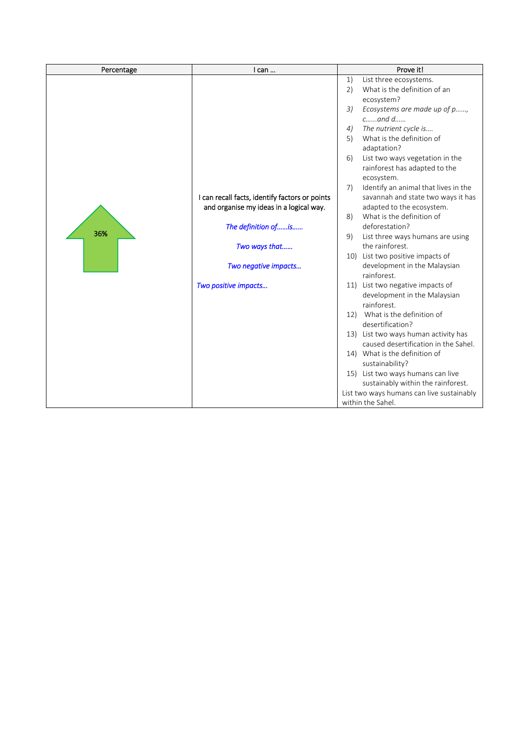| Percentage | I can … | Prove it! |
|---|---|---|
| 36% | I can recall facts, identify factors or points and organise my ideas in a logical way.<br><br>*The definition of……is……*<br><br>*Two ways that……*<br><br>*Two negative impacts…*<br><br>*Two positive impacts…* | 1) List three ecosystems.<br>2) What is the definition of an ecosystem?<br>3) *Ecosystems are made up of p……, c…….and d……*<br>4) *The nutrient cycle is….*<br>5) What is the definition of adaptation?<br>6) List two ways vegetation in the rainforest has adapted to the ecosystem.<br>7) Identify an animal that lives in the savannah and state two ways it has adapted to the ecosystem.<br>8) What is the definition of deforestation?<br>9) List three ways humans are using the rainforest.<br>10) List two positive impacts of development in the Malaysian rainforest.<br>11) List two negative impacts of development in the Malaysian rainforest.<br>12) What is the definition of desertification?<br>13) List two ways human activity has caused desertification in the Sahel.<br>14) What is the definition of sustainability?<br>15) List two ways humans can live sustainably within the rainforest.<br>List two ways humans can live sustainably within the Sahel. |